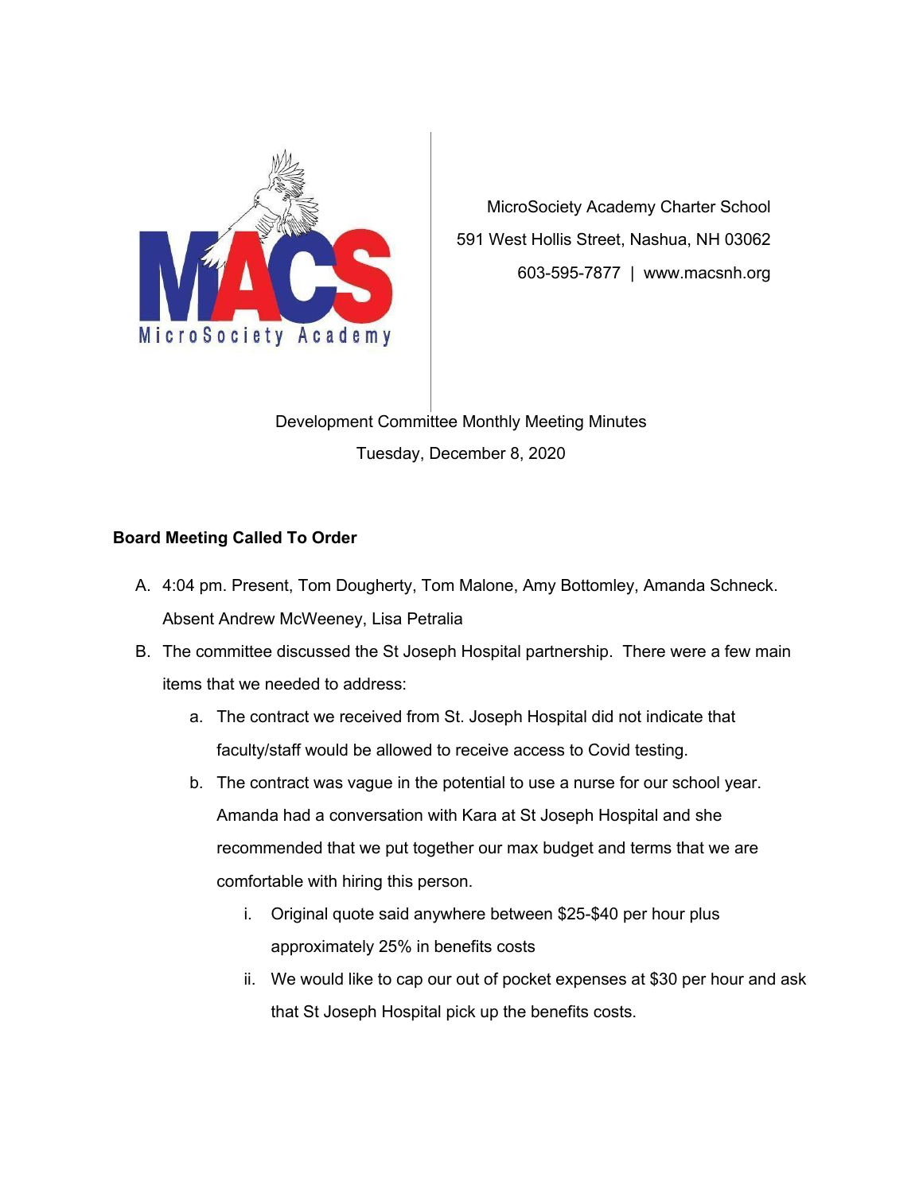MicroSociety Academy Charter School
591 West Hollis Street, Nashua, NH 03062
603-595-7877 | www.macsnh.org

Development Committee Monthly Meeting Minutes

Tuesday, December 8, 2020

**Board Meeting Called To Order**

A. 4:04 pm. Present, Tom Dougherty, Tom Malone, Amy Bottomley, Amanda Schneck. Absent Andrew McWeeney, Lisa Petralia

B. The committee discussed the St Joseph Hospital partnership. There were a few main items that we needed to address:

   a. The contract we received from St. Joseph Hospital did not indicate that faculty/staff would be allowed to receive access to Covid testing.

   b. The contract was vague in the potential to use a nurse for our school year. Amanda had a conversation with Kara at St Joseph Hospital and she recommended that we put together our max budget and terms that we are comfortable with hiring this person.

      i. Original quote said anywhere between $25-$40 per hour plus approximately 25% in benefits costs

      ii. We would like to cap our out of pocket expenses at $30 per hour and ask that St Joseph Hospital pick up the benefits costs.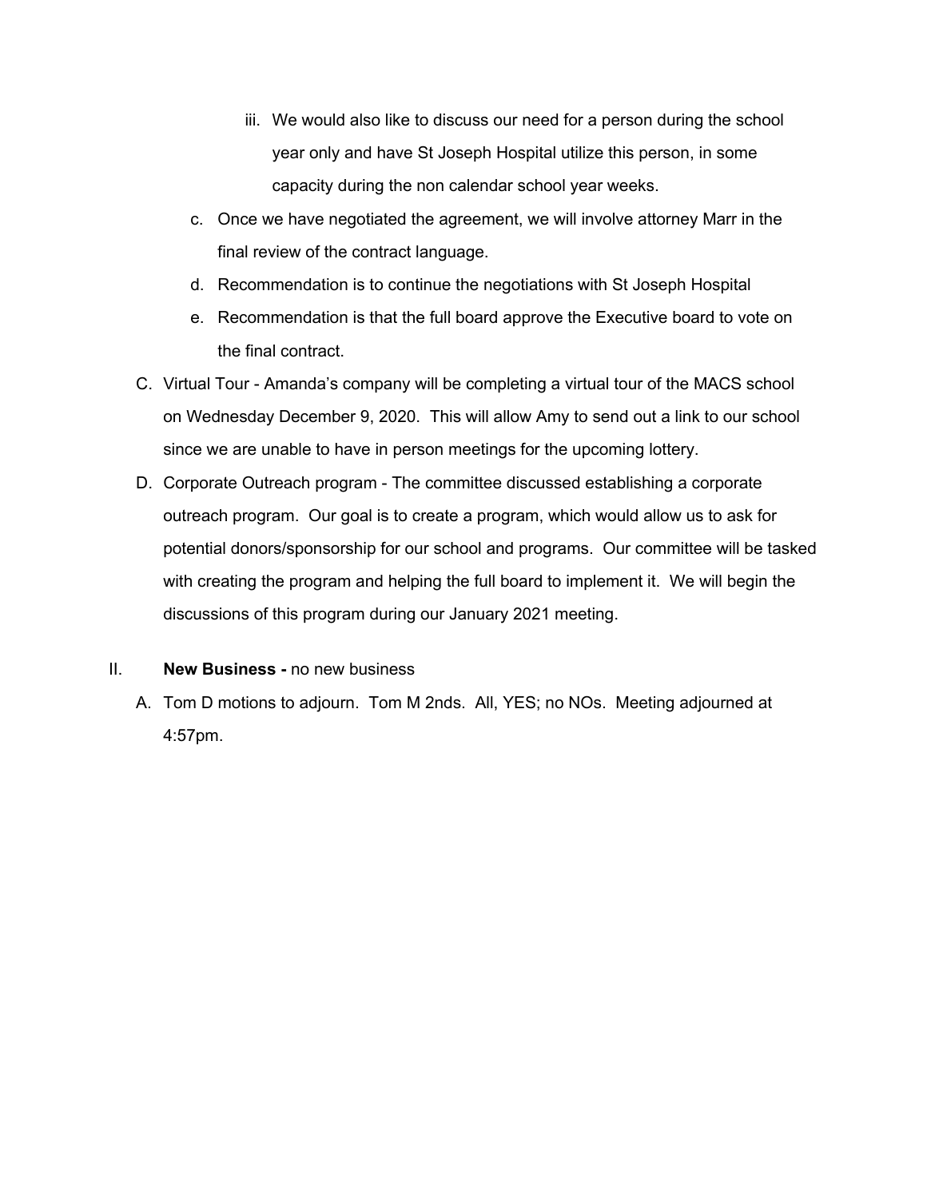- iii. We would also like to discuss our need for a person during the school year only and have St Joseph Hospital utilize this person, in some capacity during the non calendar school year weeks.

   c. Once we have negotiated the agreement, we will involve attorney Marr in the final review of the contract language.

   d. Recommendation is to continue the negotiations with St Joseph Hospital

   e. Recommendation is that the full board approve the Executive board to vote on the final contract.

C. Virtual Tour - Amanda's company will be completing a virtual tour of the MACS school on Wednesday December 9, 2020. This will allow Amy to send out a link to our school since we are unable to have in person meetings for the upcoming lottery.

D. Corporate Outreach program - The committee discussed establishing a corporate outreach program. Our goal is to create a program, which would allow us to ask for potential donors/sponsorship for our school and programs. Our committee will be tasked with creating the program and helping the full board to implement it. We will begin the discussions of this program during our January 2021 meeting.

II. **New Business -** no new business

A. Tom D motions to adjourn. Tom M 2nds. All, YES; no NOs. Meeting adjourned at 4:57pm.